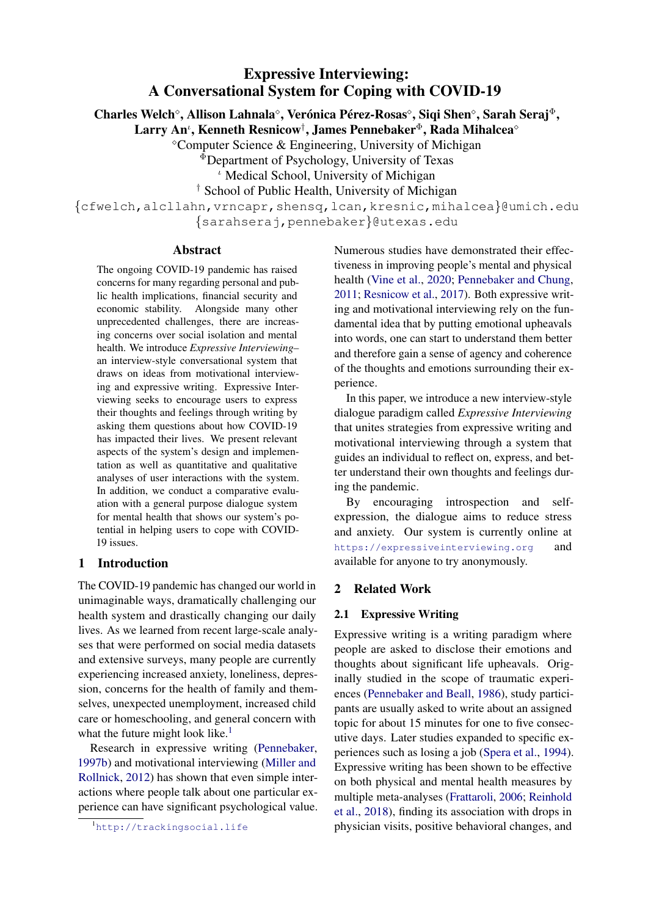# Expressive Interviewing: A Conversational System for Coping with COVID-19

**Charles Welch[◇], Allison Lahnala[◇], Verónica Pérez-Rosas[◇], Siqi Shen[◇], Sarah Seraj[Φ], Larry An[ι], Kenneth Resnicow[†], James Pennebaker[Φ], Rada Mihalcea[◇]**

[◇]Computer Science & Engineering, University of Michigan
[Φ]Department of Psychology, University of Texas
[ι] Medical School, University of Michigan
[†] School of Public Health, University of Michigan

{cfwelch,alcllahn,vrncapr,shensq,lcan,kresnic,mihalcea}@umich.edu
{sarahseraj,pennebaker}@utexas.edu

## Abstract

The ongoing COVID-19 pandemic has raised concerns for many regarding personal and public health implications, financial security and economic stability. Alongside many other unprecedented challenges, there are increasing concerns over social isolation and mental health. We introduce *Expressive Interviewing*–an interview-style conversational system that draws on ideas from motivational interviewing and expressive writing. Expressive Interviewing seeks to encourage users to express their thoughts and feelings through writing by asking them questions about how COVID-19 has impacted their lives. We present relevant aspects of the system's design and implementation as well as quantitative and qualitative analyses of user interactions with the system. In addition, we conduct a comparative evaluation with a general purpose dialogue system for mental health that shows our system's potential in helping users to cope with COVID-19 issues.

## 1 Introduction

The COVID-19 pandemic has changed our world in unimaginable ways, dramatically challenging our health system and drastically changing our daily lives. As we learned from recent large-scale analyses that were performed on social media datasets and extensive surveys, many people are currently experiencing increased anxiety, loneliness, depression, concerns for the health of family and themselves, unexpected unemployment, increased child care or homeschooling, and general concern with what the future might look like.[1]

Research in expressive writing (Pennebaker, 1997b) and motivational interviewing (Miller and Rollnick, 2012) has shown that even simple interactions where people talk about one particular experience can have significant psychological value. Numerous studies have demonstrated their effectiveness in improving people's mental and physical health (Vine et al., 2020; Pennebaker and Chung, 2011; Resnicow et al., 2017). Both expressive writing and motivational interviewing rely on the fundamental idea that by putting emotional upheavals into words, one can start to understand them better and therefore gain a sense of agency and coherence of the thoughts and emotions surrounding their experience.

In this paper, we introduce a new interview-style dialogue paradigm called *Expressive Interviewing* that unites strategies from expressive writing and motivational interviewing through a system that guides an individual to reflect on, express, and better understand their own thoughts and feelings during the pandemic.

By encouraging introspection and self-expression, the dialogue aims to reduce stress and anxiety. Our system is currently online at https://expressiveinterviewing.org and available for anyone to try anonymously.

## 2 Related Work

### 2.1 Expressive Writing

Expressive writing is a writing paradigm where people are asked to disclose their emotions and thoughts about significant life upheavals. Originally studied in the scope of traumatic experiences (Pennebaker and Beall, 1986), study participants are usually asked to write about an assigned topic for about 15 minutes for one to five consecutive days. Later studies expanded to specific experiences such as losing a job (Spera et al., 1994). Expressive writing has been shown to be effective on both physical and mental health measures by multiple meta-analyses (Frattaroli, 2006; Reinhold et al., 2018), finding its association with drops in physician visits, positive behavioral changes, and

[1] http://trackingsocial.life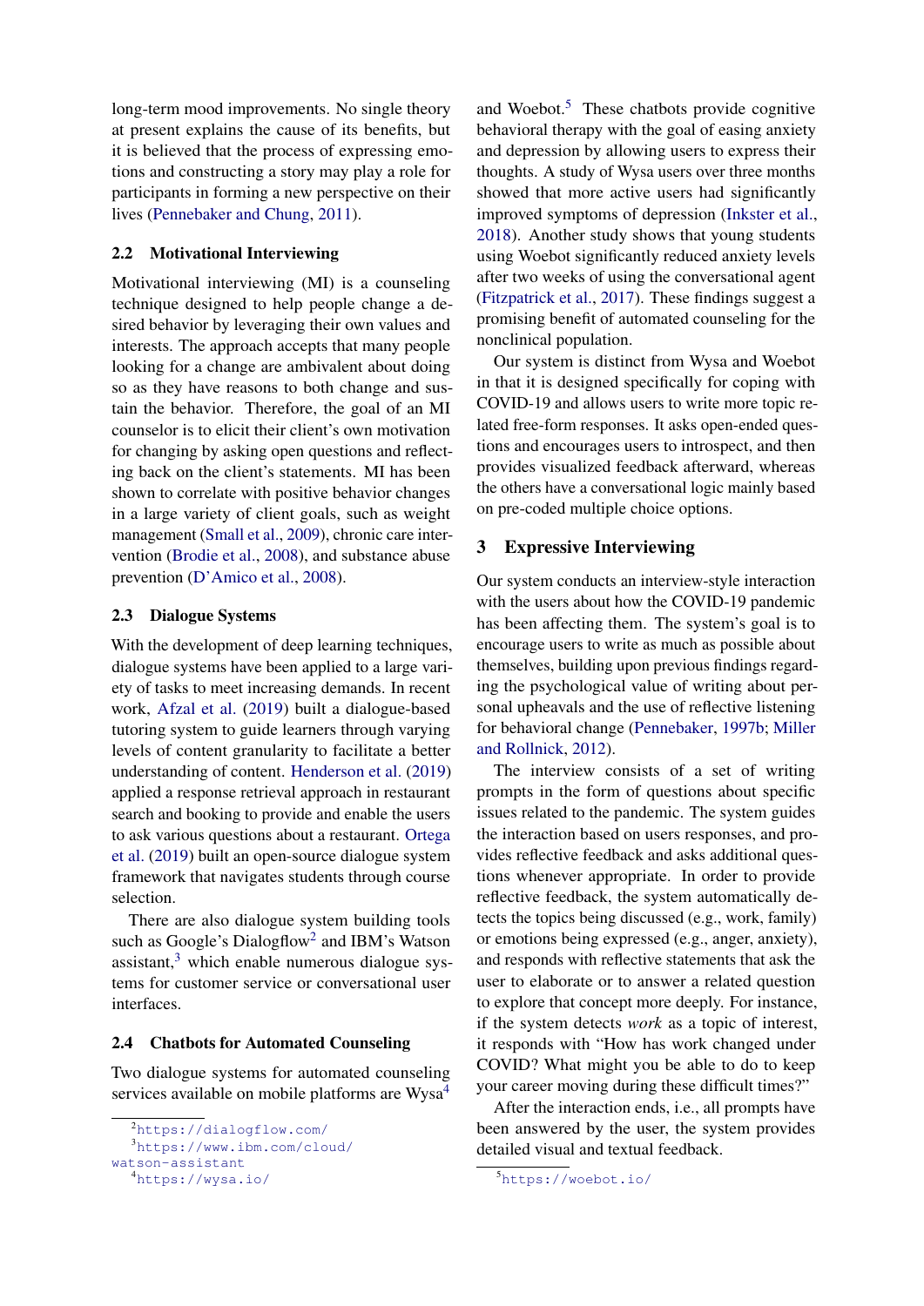long-term mood improvements. No single theory at present explains the cause of its benefits, but it is believed that the process of expressing emotions and constructing a story may play a role for participants in forming a new perspective on their lives (Pennebaker and Chung, 2011).

### 2.2 Motivational Interviewing

Motivational interviewing (MI) is a counseling technique designed to help people change a desired behavior by leveraging their own values and interests. The approach accepts that many people looking for a change are ambivalent about doing so as they have reasons to both change and sustain the behavior. Therefore, the goal of an MI counselor is to elicit their client's own motivation for changing by asking open questions and reflecting back on the client's statements. MI has been shown to correlate with positive behavior changes in a large variety of client goals, such as weight management (Small et al., 2009), chronic care intervention (Brodie et al., 2008), and substance abuse prevention (D'Amico et al., 2008).

### 2.3 Dialogue Systems

With the development of deep learning techniques, dialogue systems have been applied to a large variety of tasks to meet increasing demands. In recent work, Afzal et al. (2019) built a dialogue-based tutoring system to guide learners through varying levels of content granularity to facilitate a better understanding of content. Henderson et al. (2019) applied a response retrieval approach in restaurant search and booking to provide and enable the users to ask various questions about a restaurant. Ortega et al. (2019) built an open-source dialogue system framework that navigates students through course selection.

There are also dialogue system building tools such as Google's Dialogflow[2] and IBM's Watson assistant,[3] which enable numerous dialogue systems for customer service or conversational user interfaces.

### 2.4 Chatbots for Automated Counseling

Two dialogue systems for automated counseling services available on mobile platforms are Wysa[4] and Woebot.[5] These chatbots provide cognitive behavioral therapy with the goal of easing anxiety and depression by allowing users to express their thoughts. A study of Wysa users over three months showed that more active users had significantly improved symptoms of depression (Inkster et al., 2018). Another study shows that young students using Woebot significantly reduced anxiety levels after two weeks of using the conversational agent (Fitzpatrick et al., 2017). These findings suggest a promising benefit of automated counseling for the nonclinical population.

Our system is distinct from Wysa and Woebot in that it is designed specifically for coping with COVID-19 and allows users to write more topic related free-form responses. It asks open-ended questions and encourages users to introspect, and then provides visualized feedback afterward, whereas the others have a conversational logic mainly based on pre-coded multiple choice options.

## 3 Expressive Interviewing

Our system conducts an interview-style interaction with the users about how the COVID-19 pandemic has been affecting them. The system's goal is to encourage users to write as much as possible about themselves, building upon previous findings regarding the psychological value of writing about personal upheavals and the use of reflective listening for behavioral change (Pennebaker, 1997b; Miller and Rollnick, 2012).

The interview consists of a set of writing prompts in the form of questions about specific issues related to the pandemic. The system guides the interaction based on users responses, and provides reflective feedback and asks additional questions whenever appropriate. In order to provide reflective feedback, the system automatically detects the topics being discussed (e.g., work, family) or emotions being expressed (e.g., anger, anxiety), and responds with reflective statements that ask the user to elaborate or to answer a related question to explore that concept more deeply. For instance, if the system detects *work* as a topic of interest, it responds with "How has work changed under COVID? What might you be able to do to keep your career moving during these difficult times?"

After the interaction ends, i.e., all prompts have been answered by the user, the system provides detailed visual and textual feedback.

---

[2] https://dialogflow.com/

[3] https://www.ibm.com/cloud/watson-assistant

[4] https://wysa.io/

[5] https://woebot.io/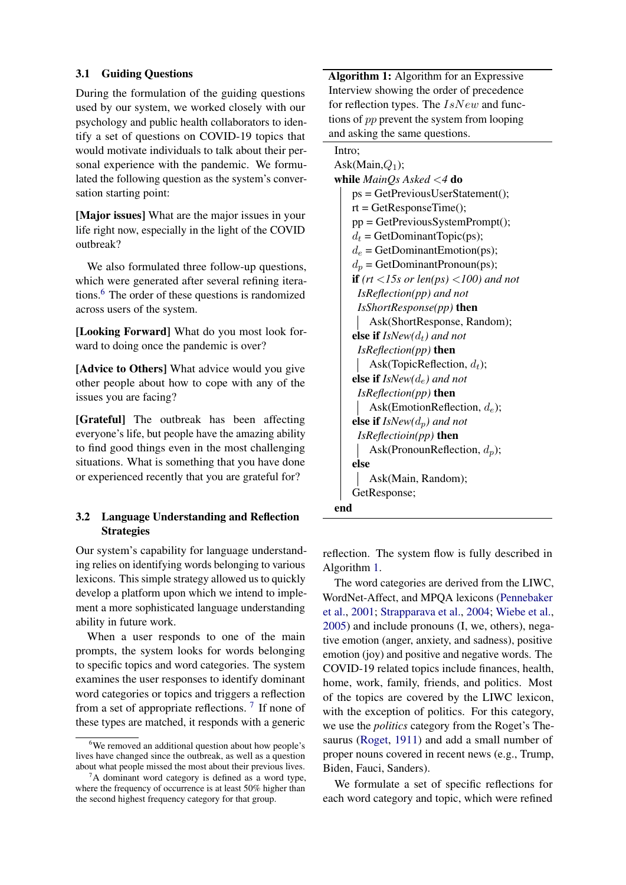### 3.1 Guiding Questions

During the formulation of the guiding questions used by our system, we worked closely with our psychology and public health collaborators to identify a set of questions on COVID-19 topics that would motivate individuals to talk about their personal experience with the pandemic. We formulated the following question as the system's conversation starting point:

**[Major issues]** What are the major issues in your life right now, especially in the light of the COVID outbreak?

We also formulated three follow-up questions, which were generated after several refining iterations.[6] The order of these questions is randomized across users of the system.

**[Looking Forward]** What do you most look forward to doing once the pandemic is over?

**[Advice to Others]** What advice would you give other people about how to cope with any of the issues you are facing?

**[Grateful]** The outbreak has been affecting everyone's life, but people have the amazing ability to find good things even in the most challenging situations. What is something that you have done or experienced recently that you are grateful for?

### 3.2 Language Understanding and Reflection Strategies

Our system's capability for language understanding relies on identifying words belonging to various lexicons. This simple strategy allowed us to quickly develop a platform upon which we intend to implement a more sophisticated language understanding ability in future work.

When a user responds to one of the main prompts, the system looks for words belonging to specific topics and word categories. The system examines the user responses to identify dominant word categories or topics and triggers a reflection from a set of appropriate reflections.[7] If none of these types are matched, it responds with a generic reflection. The system flow is fully described in Algorithm 1.

[6] We removed an additional question about how people's lives have changed since the outbreak, as well as a question about what people missed the most about their previous lives.

[7] A dominant word category is defined as a word type, where the frequency of occurrence is at least 50% higher than the second highest frequency category for that group.

**Algorithm 1:** Algorithm for an Expressive Interview showing the order of precedence for reflection types. The $IsNew$ and functions of $pp$ prevent the system from looping and asking the same questions.

```
Intro;
Ask(Main, Q_1);
while MainQs Asked < 4 do
    ps = GetPreviousUserStatement();
    rt = GetResponseTime();
    pp = GetPreviousSystemPrompt();
    d_t = GetDominantTopic(ps);
    d_e = GetDominantEmotion(ps);
    d_p = GetDominantPronoun(ps);
    if (rt < 15s or len(ps) < 100) and not
      IsReflection(pp) and not
      IsShortResponse(pp) then
        Ask(ShortResponse, Random);
    else if IsNew(d_t) and not
      IsReflection(pp) then
        Ask(TopicReflection, d_t);
    else if IsNew(d_e) and not
      IsReflection(pp) then
        Ask(EmotionReflection, d_e);
    else if IsNew(d_p) and not
      IsReflectioin(pp) then
        Ask(PronounReflection, d_p);
    else
        Ask(Main, Random);
    GetResponse;
end
```

The word categories are derived from the LIWC, WordNet-Affect, and MPQA lexicons (Pennebaker et al., 2001; Strapparava et al., 2004; Wiebe et al., 2005) and include pronouns (I, we, others), negative emotion (anger, anxiety, and sadness), positive emotion (joy) and positive and negative words. The COVID-19 related topics include finances, health, home, work, family, friends, and politics. Most of the topics are covered by the LIWC lexicon, with the exception of politics. For this category, we use the *politics* category from the Roget's Thesaurus (Roget, 1911) and add a small number of proper nouns covered in recent news (e.g., Trump, Biden, Fauci, Sanders).

We formulate a set of specific reflections for each word category and topic, which were refined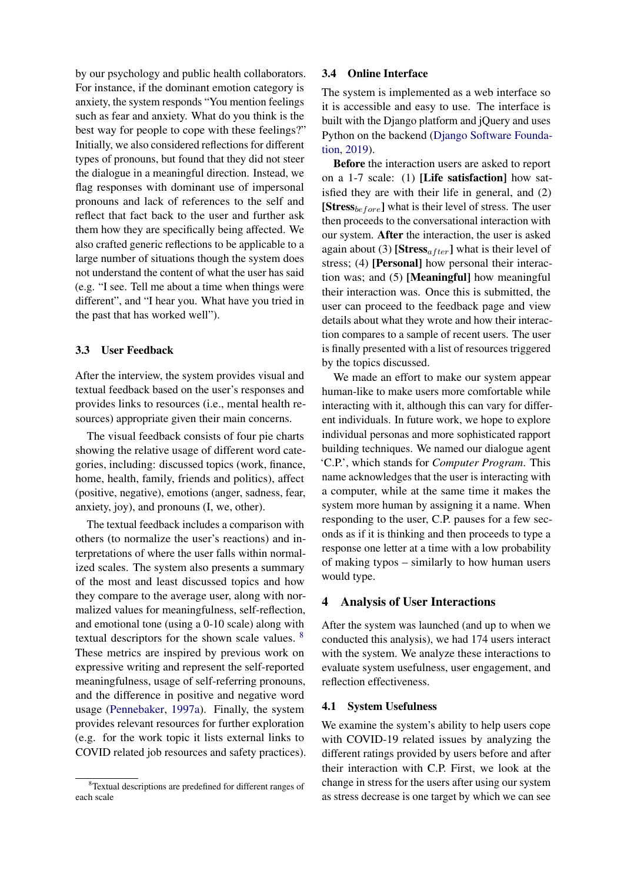by our psychology and public health collaborators. For instance, if the dominant emotion category is anxiety, the system responds "You mention feelings such as fear and anxiety. What do you think is the best way for people to cope with these feelings?" Initially, we also considered reflections for different types of pronouns, but found that they did not steer the dialogue in a meaningful direction. Instead, we flag responses with dominant use of impersonal pronouns and lack of references to the self and reflect that fact back to the user and further ask them how they are specifically being affected. We also crafted generic reflections to be applicable to a large number of situations though the system does not understand the content of what the user has said (e.g. "I see. Tell me about a time when things were different", and "I hear you. What have you tried in the past that has worked well").

### 3.3 User Feedback

After the interview, the system provides visual and textual feedback based on the user's responses and provides links to resources (i.e., mental health resources) appropriate given their main concerns.

The visual feedback consists of four pie charts showing the relative usage of different word categories, including: discussed topics (work, finance, home, health, family, friends and politics), affect (positive, negative), emotions (anger, sadness, fear, anxiety, joy), and pronouns (I, we, other).

The textual feedback includes a comparison with others (to normalize the user's reactions) and interpretations of where the user falls within normalized scales. The system also presents a summary of the most and least discussed topics and how they compare to the average user, along with normalized values for meaningfulness, self-reflection, and emotional tone (using a 0-10 scale) along with textual descriptors for the shown scale values. [8] These metrics are inspired by previous work on expressive writing and represent the self-reported meaningfulness, usage of self-referring pronouns, and the difference in positive and negative word usage (Pennebaker, 1997a). Finally, the system provides relevant resources for further exploration (e.g. for the work topic it lists external links to COVID related job resources and safety practices).

[8]Textual descriptions are predefined for different ranges of each scale

### 3.4 Online Interface

The system is implemented as a web interface so it is accessible and easy to use. The interface is built with the Django platform and jQuery and uses Python on the backend (Django Software Foundation, 2019).

**Before** the interaction users are asked to report on a 1-7 scale: (1) **[Life satisfaction]** how satisfied they are with their life in general, and (2) **[Stress$_{before}$]** what is their level of stress. The user then proceeds to the conversational interaction with our system. **After** the interaction, the user is asked again about (3) **[Stress$_{after}$]** what is their level of stress; (4) **[Personal]** how personal their interaction was; and (5) **[Meaningful]** how meaningful their interaction was. Once this is submitted, the user can proceed to the feedback page and view details about what they wrote and how their interaction compares to a sample of recent users. The user is finally presented with a list of resources triggered by the topics discussed.

We made an effort to make our system appear human-like to make users more comfortable while interacting with it, although this can vary for different individuals. In future work, we hope to explore individual personas and more sophisticated rapport building techniques. We named our dialogue agent 'C.P.', which stands for *Computer Program*. This name acknowledges that the user is interacting with a computer, while at the same time it makes the system more human by assigning it a name. When responding to the user, C.P. pauses for a few seconds as if it is thinking and then proceeds to type a response one letter at a time with a low probability of making typos – similarly to how human users would type.

## 4 Analysis of User Interactions

After the system was launched (and up to when we conducted this analysis), we had 174 users interact with the system. We analyze these interactions to evaluate system usefulness, user engagement, and reflection effectiveness.

### 4.1 System Usefulness

We examine the system's ability to help users cope with COVID-19 related issues by analyzing the different ratings provided by users before and after their interaction with C.P. First, we look at the change in stress for the users after using our system as stress decrease is one target by which we can see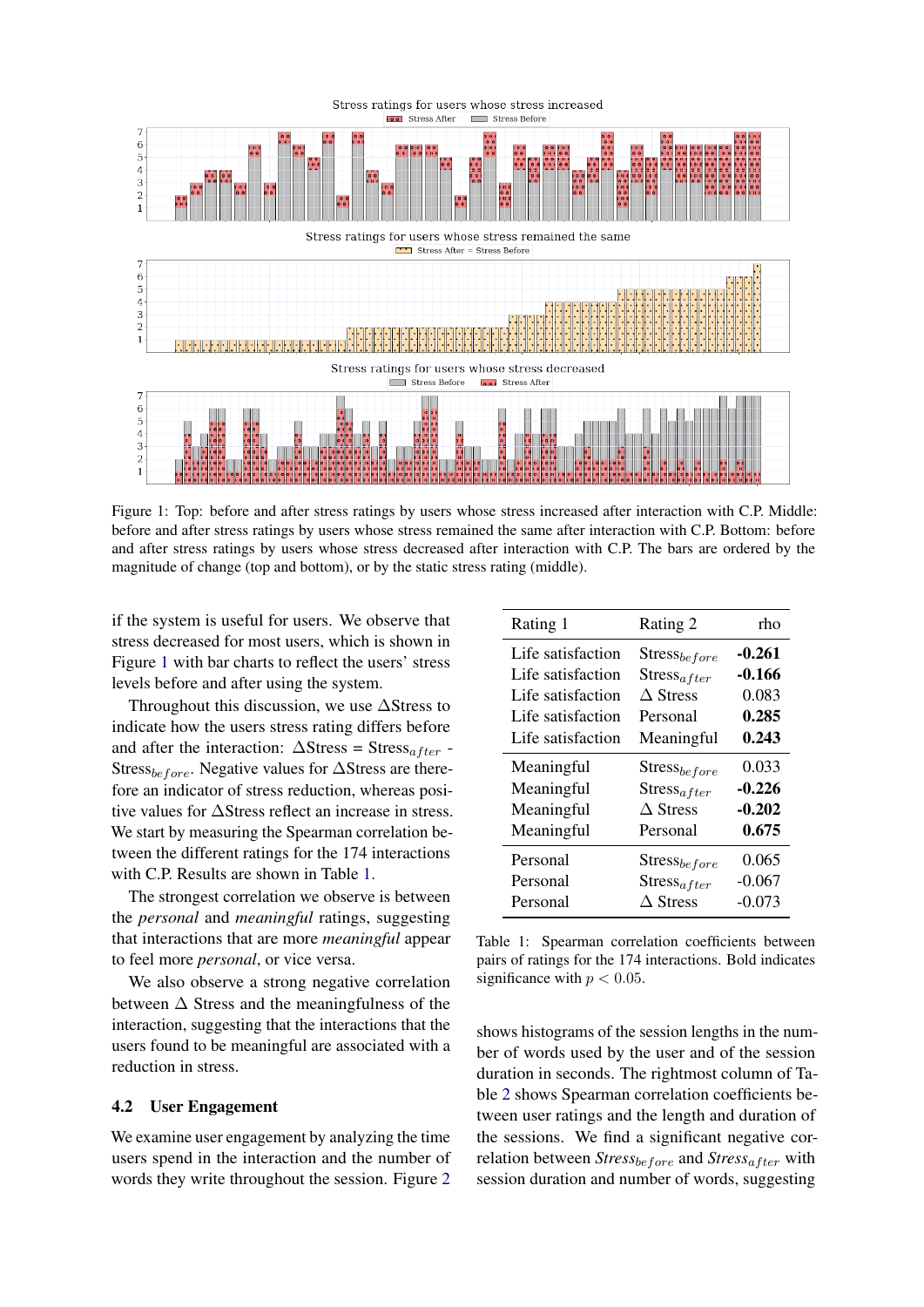Figure 1: Top: before and after stress ratings by users whose stress increased after interaction with C.P. Middle: before and after stress ratings by users whose stress remained the same after interaction with C.P. Bottom: before and after stress ratings by users whose stress decreased after interaction with C.P. The bars are ordered by the magnitude of change (top and bottom), or by the static stress rating (middle).

if the system is useful for users. We observe that stress decreased for most users, which is shown in Figure 1 with bar charts to reflect the users' stress levels before and after using the system.

Throughout this discussion, we use $\Delta$Stress to indicate how the users stress rating differs before and after the interaction: $\Delta$Stress = Stress$_{after}$ - Stress$_{before}$. Negative values for $\Delta$Stress are therefore an indicator of stress reduction, whereas positive values for $\Delta$Stress reflect an increase in stress. We start by measuring the Spearman correlation between the different ratings for the 174 interactions with C.P. Results are shown in Table 1.

The strongest correlation we observe is between the *personal* and *meaningful* ratings, suggesting that interactions that are more *meaningful* appear to feel more *personal*, or vice versa.

We also observe a strong negative correlation between $\Delta$ Stress and the meaningfulness of the interaction, suggesting that the interactions that the users found to be meaningful are associated with a reduction in stress.

| Rating 1 | Rating 2 | rho |
|---|---|---|
| Life satisfaction | Stress$_{before}$ | **-0.261** |
| Life satisfaction | Stress$_{after}$ | **-0.166** |
| Life satisfaction | $\Delta$ Stress | 0.083 |
| Life satisfaction | Personal | **0.285** |
| Life satisfaction | Meaningful | **0.243** |
| Meaningful | Stress$_{before}$ | 0.033 |
| Meaningful | Stress$_{after}$ | **-0.226** |
| Meaningful | $\Delta$ Stress | **-0.202** |
| Meaningful | Personal | **0.675** |
| Personal | Stress$_{before}$ | 0.065 |
| Personal | Stress$_{after}$ | -0.067 |
| Personal | $\Delta$ Stress | -0.073 |

Table 1: Spearman correlation coefficients between pairs of ratings for the 174 interactions. Bold indicates significance with $p < 0.05$.

### 4.2 User Engagement

We examine user engagement by analyzing the time users spend in the interaction and the number of words they write throughout the session. Figure 2 shows histograms of the session lengths in the number of words used by the user and of the session duration in seconds. The rightmost column of Table 2 shows Spearman correlation coefficients between user ratings and the length and duration of the sessions. We find a significant negative correlation between *Stress*$_{before}$ and *Stress*$_{after}$ with session duration and number of words, suggesting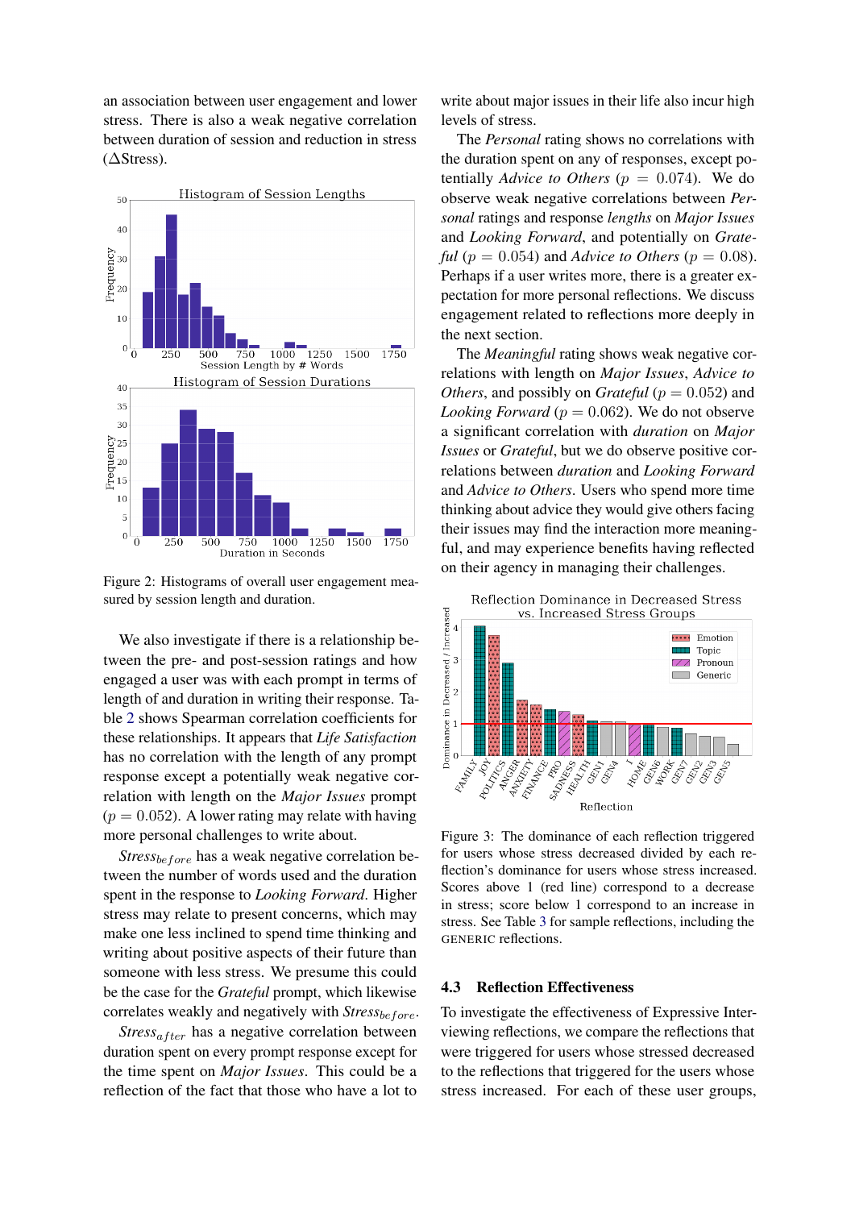an association between user engagement and lower stress. There is also a weak negative correlation between duration of session and reduction in stress (ΔStress).

Figure 2: Histograms of overall user engagement measured by session length and duration.

We also investigate if there is a relationship between the pre- and post-session ratings and how engaged a user was with each prompt in terms of length of and duration in writing their response. Table 2 shows Spearman correlation coefficients for these relationships. It appears that *Life Satisfaction* has no correlation with the length of any prompt response except a potentially weak negative correlation with length on the *Major Issues* prompt ($p = 0.052$). A lower rating may relate with having more personal challenges to write about.

$Stress_{before}$ has a weak negative correlation between the number of words used and the duration spent in the response to *Looking Forward*. Higher stress may relate to present concerns, which may make one less inclined to spend time thinking and writing about positive aspects of their future than someone with less stress. We presume this could be the case for the *Grateful* prompt, which likewise correlates weakly and negatively with $Stress_{before}$.

$Stress_{after}$ has a negative correlation between duration spent on every prompt response except for the time spent on *Major Issues*. This could be a reflection of the fact that those who have a lot to write about major issues in their life also incur high levels of stress.

The *Personal* rating shows no correlations with the duration spent on any of responses, except potentially *Advice to Others* ($p = 0.074$). We do observe weak negative correlations between *Personal* ratings and response *lengths* on *Major Issues* and *Looking Forward*, and potentially on *Grateful* ($p = 0.054$) and *Advice to Others* ($p = 0.08$). Perhaps if a user writes more, there is a greater expectation for more personal reflections. We discuss engagement related to reflections more deeply in the next section.

The *Meaningful* rating shows weak negative correlations with length on *Major Issues*, *Advice to Others*, and possibly on *Grateful* ($p = 0.052$) and *Looking Forward* ($p = 0.062$). We do not observe a significant correlation with *duration* on *Major Issues* or *Grateful*, but we do observe positive correlations between *duration* and *Looking Forward* and *Advice to Others*. Users who spend more time thinking about advice they would give others facing their issues may find the interaction more meaningful, and may experience benefits having reflected on their agency in managing their challenges.

Figure 3: The dominance of each reflection triggered for users whose stress decreased divided by each reflection's dominance for users whose stress increased. Scores above 1 (red line) correspond to a decrease in stress; score below 1 correspond to an increase in stress. See Table 3 for sample reflections, including the GENERIC reflections.

### 4.3 Reflection Effectiveness

To investigate the effectiveness of Expressive Interviewing reflections, we compare the reflections that were triggered for users whose stressed decreased to the reflections that triggered for the users whose stress increased. For each of these user groups,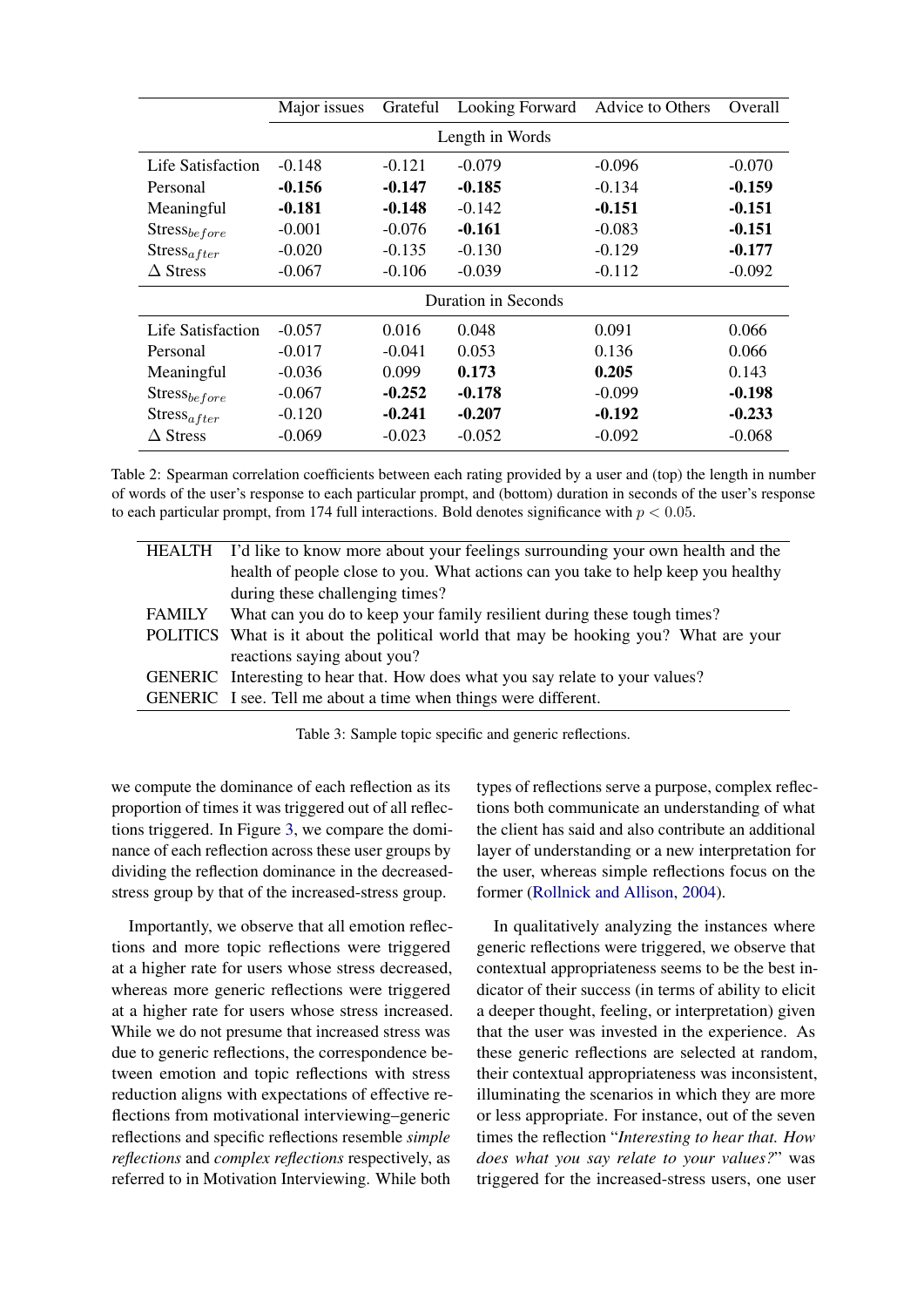| | Major issues | Grateful | Looking Forward | Advice to Others | Overall |
|---|---|---|---|---|---|
| | Length in Words | | | | |
| Life Satisfaction | -0.148 | -0.121 | -0.079 | -0.096 | -0.070 |
| Personal | **-0.156** | **-0.147** | **-0.185** | -0.134 | **-0.159** |
| Meaningful | **-0.181** | **-0.148** | -0.142 | **-0.151** | **-0.151** |
| $\text{Stress}_{before}$ | -0.001 | -0.076 | **-0.161** | -0.083 | **-0.151** |
| $\text{Stress}_{after}$ | -0.020 | -0.135 | -0.130 | -0.129 | **-0.177** |
| $\Delta$ Stress | -0.067 | -0.106 | -0.039 | -0.112 | -0.092 |
| | Duration in Seconds | | | | |
| Life Satisfaction | -0.057 | 0.016 | 0.048 | 0.091 | 0.066 |
| Personal | -0.017 | -0.041 | 0.053 | 0.136 | 0.066 |
| Meaningful | -0.036 | 0.099 | **0.173** | **0.205** | 0.143 |
| $\text{Stress}_{before}$ | -0.067 | **-0.252** | **-0.178** | -0.099 | **-0.198** |
| $\text{Stress}_{after}$ | -0.120 | **-0.241** | **-0.207** | **-0.192** | **-0.233** |
| $\Delta$ Stress | -0.069 | -0.023 | -0.052 | -0.092 | -0.068 |

Table 2: Spearman correlation coefficients between each rating provided by a user and (top) the length in number of words of the user's response to each particular prompt, and (bottom) duration in seconds of the user's response to each particular prompt, from 174 full interactions. Bold denotes significance with $p < 0.05$.

| | |
|---|---|
| HEALTH | I'd like to know more about your feelings surrounding your own health and the health of people close to you. What actions can you take to help keep you healthy during these challenging times? |
| FAMILY | What can you do to keep your family resilient during these tough times? |
| POLITICS | What is it about the political world that may be hooking you? What are your reactions saying about you? |
| GENERIC | Interesting to hear that. How does what you say relate to your values? |
| GENERIC | I see. Tell me about a time when things were different. |

Table 3: Sample topic specific and generic reflections.

we compute the dominance of each reflection as its proportion of times it was triggered out of all reflections triggered. In Figure 3, we compare the dominance of each reflection across these user groups by dividing the reflection dominance in the decreased-stress group by that of the increased-stress group.

Importantly, we observe that all emotion reflections and more topic reflections were triggered at a higher rate for users whose stress decreased, whereas more generic reflections were triggered at a higher rate for users whose stress increased. While we do not presume that increased stress was due to generic reflections, the correspondence between emotion and topic reflections with stress reduction aligns with expectations of effective reflections from motivational interviewing–generic reflections and specific reflections resemble *simple reflections* and *complex reflections* respectively, as referred to in Motivation Interviewing. While both types of reflections serve a purpose, complex reflections both communicate an understanding of what the client has said and also contribute an additional layer of understanding or a new interpretation for the user, whereas simple reflections focus on the former (Rollnick and Allison, 2004).

In qualitatively analyzing the instances where generic reflections were triggered, we observe that contextual appropriateness seems to be the best indicator of their success (in terms of ability to elicit a deeper thought, feeling, or interpretation) given that the user was invested in the experience. As these generic reflections are selected at random, their contextual appropriateness was inconsistent, illuminating the scenarios in which they are more or less appropriate. For instance, out of the seven times the reflection "*Interesting to hear that. How does what you say relate to your values?*" was triggered for the increased-stress users, one user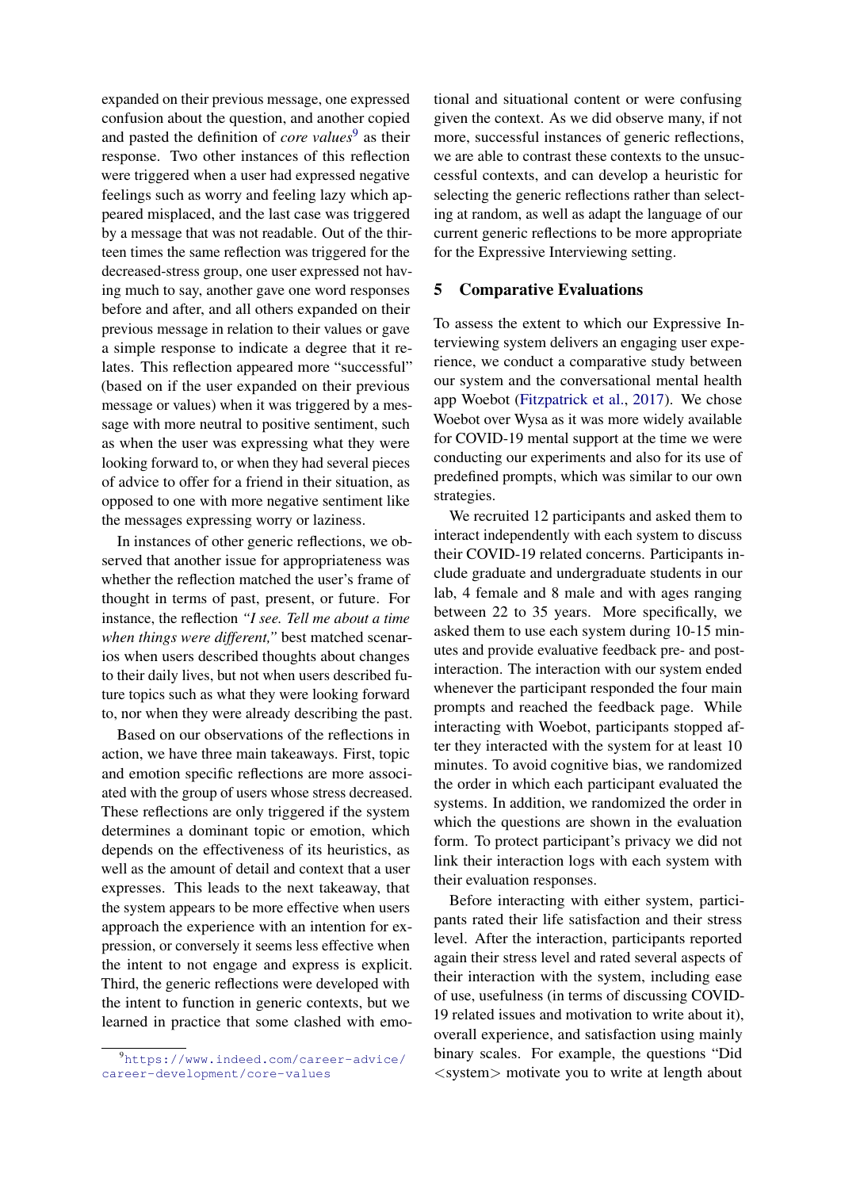expanded on their previous message, one expressed confusion about the question, and another copied and pasted the definition of *core values*[9] as their response. Two other instances of this reflection were triggered when a user had expressed negative feelings such as worry and feeling lazy which appeared misplaced, and the last case was triggered by a message that was not readable. Out of the thirteen times the same reflection was triggered for the decreased-stress group, one user expressed not having much to say, another gave one word responses before and after, and all others expanded on their previous message in relation to their values or gave a simple response to indicate a degree that it relates. This reflection appeared more "successful" (based on if the user expanded on their previous message or values) when it was triggered by a message with more neutral to positive sentiment, such as when the user was expressing what they were looking forward to, or when they had several pieces of advice to offer for a friend in their situation, as opposed to one with more negative sentiment like the messages expressing worry or laziness.

In instances of other generic reflections, we observed that another issue for appropriateness was whether the reflection matched the user's frame of thought in terms of past, present, or future. For instance, the reflection *"I see. Tell me about a time when things were different,"* best matched scenarios when users described thoughts about changes to their daily lives, but not when users described future topics such as what they were looking forward to, nor when they were already describing the past.

Based on our observations of the reflections in action, we have three main takeaways. First, topic and emotion specific reflections are more associated with the group of users whose stress decreased. These reflections are only triggered if the system determines a dominant topic or emotion, which depends on the effectiveness of its heuristics, as well as the amount of detail and context that a user expresses. This leads to the next takeaway, that the system appears to be more effective when users approach the experience with an intention for expression, or conversely it seems less effective when the intent to not engage and express is explicit. Third, the generic reflections were developed with the intent to function in generic contexts, but we learned in practice that some clashed with emotional and situational content or were confusing given the context. As we did observe many, if not more, successful instances of generic reflections, we are able to contrast these contexts to the unsuccessful contexts, and can develop a heuristic for selecting the generic reflections rather than selecting at random, as well as adapt the language of our current generic reflections to be more appropriate for the Expressive Interviewing setting.

## 5 Comparative Evaluations

To assess the extent to which our Expressive Interviewing system delivers an engaging user experience, we conduct a comparative study between our system and the conversational mental health app Woebot (Fitzpatrick et al., 2017). We chose Woebot over Wysa as it was more widely available for COVID-19 mental support at the time we were conducting our experiments and also for its use of predefined prompts, which was similar to our own strategies.

We recruited 12 participants and asked them to interact independently with each system to discuss their COVID-19 related concerns. Participants include graduate and undergraduate students in our lab, 4 female and 8 male and with ages ranging between 22 to 35 years. More specifically, we asked them to use each system during 10-15 minutes and provide evaluative feedback pre- and post-interaction. The interaction with our system ended whenever the participant responded the four main prompts and reached the feedback page. While interacting with Woebot, participants stopped after they interacted with the system for at least 10 minutes. To avoid cognitive bias, we randomized the order in which each participant evaluated the systems. In addition, we randomized the order in which the questions are shown in the evaluation form. To protect participant's privacy we did not link their interaction logs with each system with their evaluation responses.

Before interacting with either system, participants rated their life satisfaction and their stress level. After the interaction, participants reported again their stress level and rated several aspects of their interaction with the system, including ease of use, usefulness (in terms of discussing COVID-19 related issues and motivation to write about it), overall experience, and satisfaction using mainly binary scales. For example, the questions "Did <system> motivate you to write at length about

[9] https://www.indeed.com/career-advice/career-development/core-values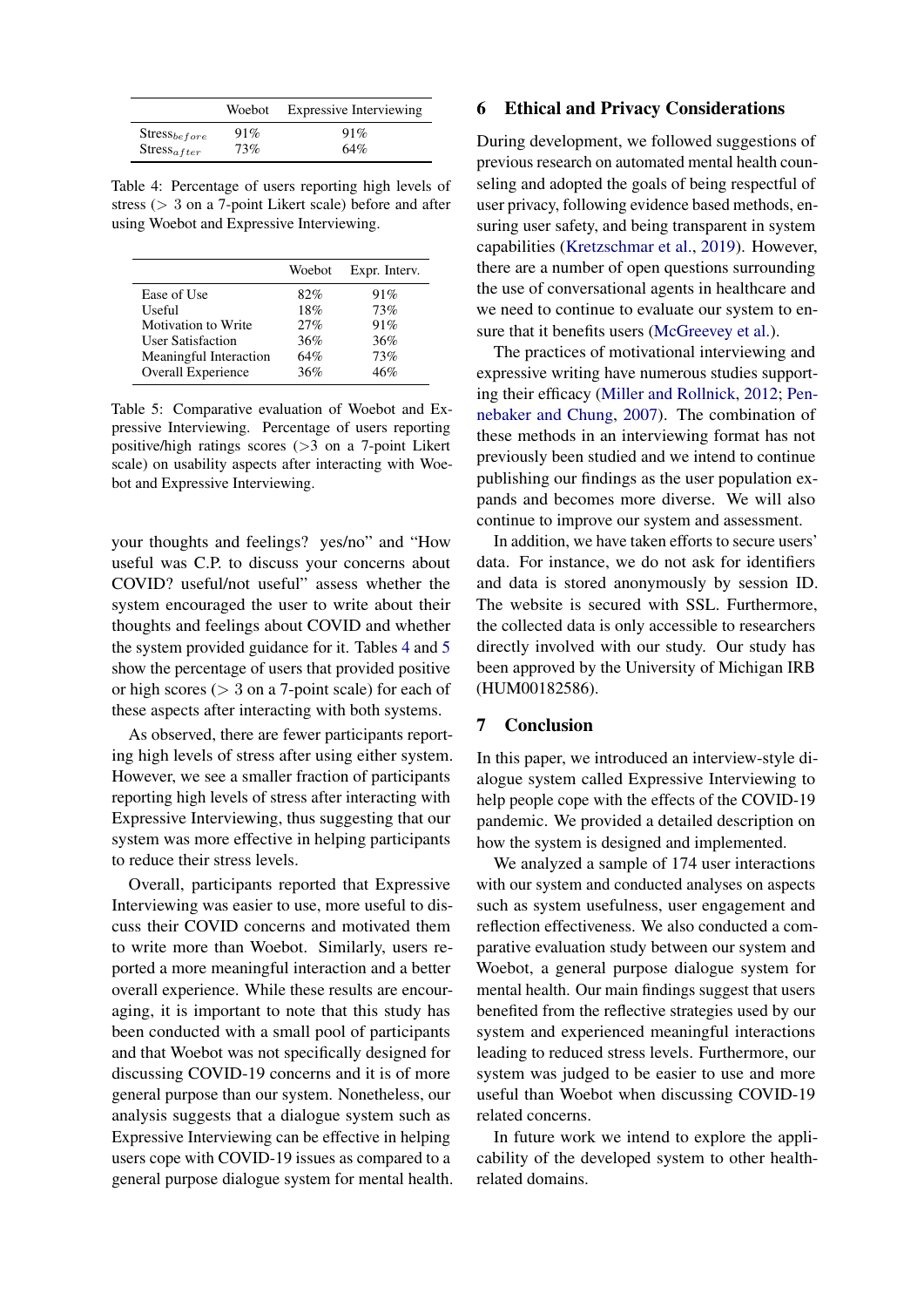|  | Woebot | Expressive Interviewing |
|---|---|---|
| $\text{Stress}_{before}$ | 91% | 91% |
| $\text{Stress}_{after}$ | 73% | 64% |

Table 4: Percentage of users reporting high levels of stress (> 3 on a 7-point Likert scale) before and after using Woebot and Expressive Interviewing.

|  | Woebot | Expr. Interv. |
|---|---|---|
| Ease of Use | 82% | 91% |
| Useful | 18% | 73% |
| Motivation to Write | 27% | 91% |
| User Satisfaction | 36% | 36% |
| Meaningful Interaction | 64% | 73% |
| Overall Experience | 36% | 46% |

Table 5: Comparative evaluation of Woebot and Expressive Interviewing. Percentage of users reporting positive/high ratings scores (>3 on a 7-point Likert scale) on usability aspects after interacting with Woebot and Expressive Interviewing.

your thoughts and feelings? yes/no" and "How useful was C.P. to discuss your concerns about COVID? useful/not useful" assess whether the system encouraged the user to write about their thoughts and feelings about COVID and whether the system provided guidance for it. Tables 4 and 5 show the percentage of users that provided positive or high scores (> 3 on a 7-point scale) for each of these aspects after interacting with both systems.

As observed, there are fewer participants reporting high levels of stress after using either system. However, we see a smaller fraction of participants reporting high levels of stress after interacting with Expressive Interviewing, thus suggesting that our system was more effective in helping participants to reduce their stress levels.

Overall, participants reported that Expressive Interviewing was easier to use, more useful to discuss their COVID concerns and motivated them to write more than Woebot. Similarly, users reported a more meaningful interaction and a better overall experience. While these results are encouraging, it is important to note that this study has been conducted with a small pool of participants and that Woebot was not specifically designed for discussing COVID-19 concerns and it is of more general purpose than our system. Nonetheless, our analysis suggests that a dialogue system such as Expressive Interviewing can be effective in helping users cope with COVID-19 issues as compared to a general purpose dialogue system for mental health.

## 6 Ethical and Privacy Considerations

During development, we followed suggestions of previous research on automated mental health counseling and adopted the goals of being respectful of user privacy, following evidence based methods, ensuring user safety, and being transparent in system capabilities (Kretzschmar et al., 2019). However, there are a number of open questions surrounding the use of conversational agents in healthcare and we need to continue to evaluate our system to ensure that it benefits users (McGreevey et al.).

The practices of motivational interviewing and expressive writing have numerous studies supporting their efficacy (Miller and Rollnick, 2012; Pennebaker and Chung, 2007). The combination of these methods in an interviewing format has not previously been studied and we intend to continue publishing our findings as the user population expands and becomes more diverse. We will also continue to improve our system and assessment.

In addition, we have taken efforts to secure users' data. For instance, we do not ask for identifiers and data is stored anonymously by session ID. The website is secured with SSL. Furthermore, the collected data is only accessible to researchers directly involved with our study. Our study has been approved by the University of Michigan IRB (HUM00182586).

## 7 Conclusion

In this paper, we introduced an interview-style dialogue system called Expressive Interviewing to help people cope with the effects of the COVID-19 pandemic. We provided a detailed description on how the system is designed and implemented.

We analyzed a sample of 174 user interactions with our system and conducted analyses on aspects such as system usefulness, user engagement and reflection effectiveness. We also conducted a comparative evaluation study between our system and Woebot, a general purpose dialogue system for mental health. Our main findings suggest that users benefited from the reflective strategies used by our system and experienced meaningful interactions leading to reduced stress levels. Furthermore, our system was judged to be easier to use and more useful than Woebot when discussing COVID-19 related concerns.

In future work we intend to explore the applicability of the developed system to other health-related domains.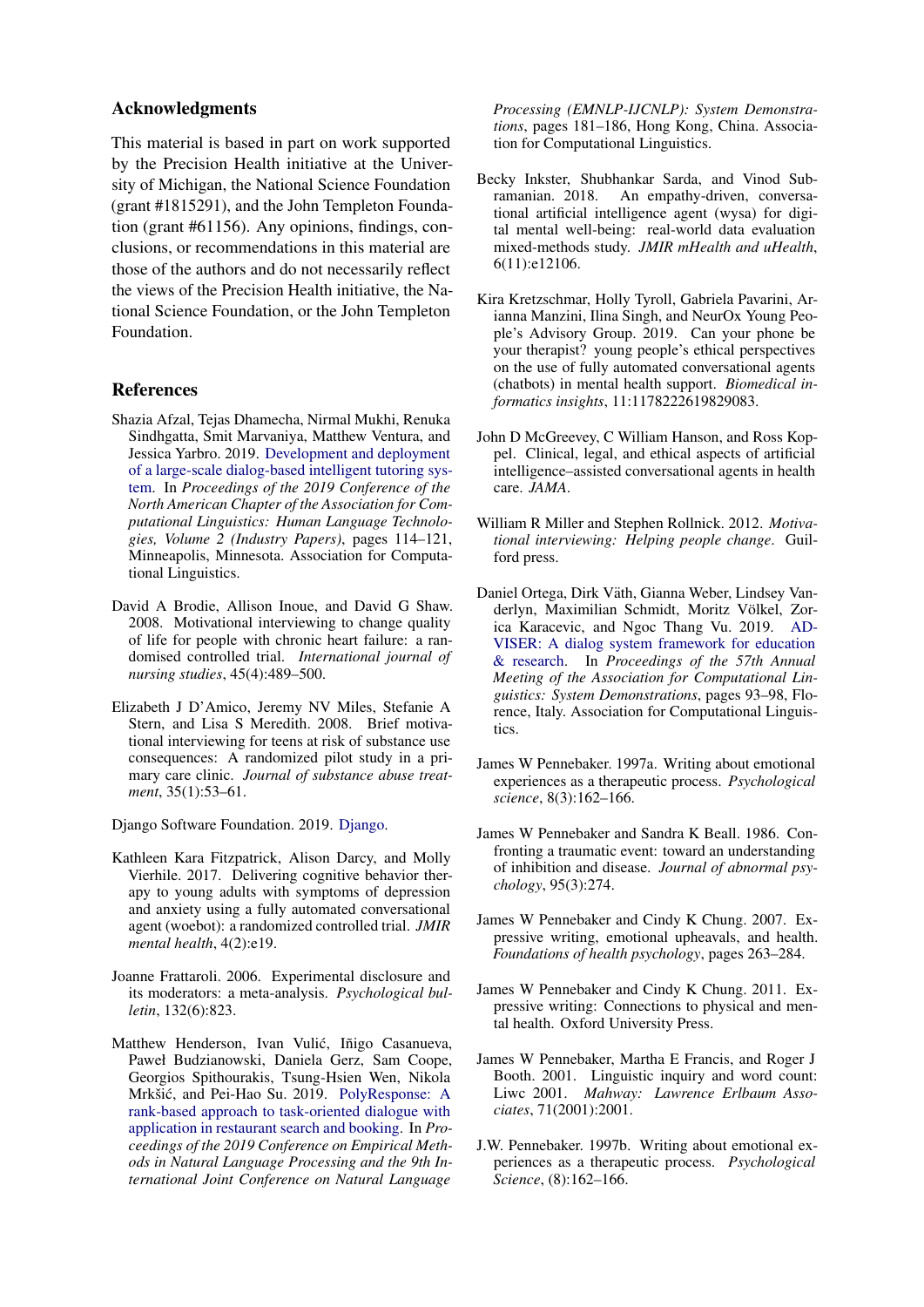## Acknowledgments

This material is based in part on work supported by the Precision Health initiative at the University of Michigan, the National Science Foundation (grant #1815291), and the John Templeton Foundation (grant #61156). Any opinions, findings, conclusions, or recommendations in this material are those of the authors and do not necessarily reflect the views of the Precision Health initiative, the National Science Foundation, or the John Templeton Foundation.

## References

Shazia Afzal, Tejas Dhamecha, Nirmal Mukhi, Renuka Sindhgatta, Smit Marvaniya, Matthew Ventura, and Jessica Yarbro. 2019. Development and deployment of a large-scale dialog-based intelligent tutoring system. In *Proceedings of the 2019 Conference of the North American Chapter of the Association for Computational Linguistics: Human Language Technologies, Volume 2 (Industry Papers)*, pages 114–121, Minneapolis, Minnesota. Association for Computational Linguistics.

David A Brodie, Allison Inoue, and David G Shaw. 2008. Motivational interviewing to change quality of life for people with chronic heart failure: a randomised controlled trial. *International journal of nursing studies*, 45(4):489–500.

Elizabeth J D'Amico, Jeremy NV Miles, Stefanie A Stern, and Lisa S Meredith. 2008. Brief motivational interviewing for teens at risk of substance use consequences: A randomized pilot study in a primary care clinic. *Journal of substance abuse treatment*, 35(1):53–61.

Django Software Foundation. 2019. Django.

Kathleen Kara Fitzpatrick, Alison Darcy, and Molly Vierhile. 2017. Delivering cognitive behavior therapy to young adults with symptoms of depression and anxiety using a fully automated conversational agent (woebot): a randomized controlled trial. *JMIR mental health*, 4(2):e19.

Joanne Frattaroli. 2006. Experimental disclosure and its moderators: a meta-analysis. *Psychological bulletin*, 132(6):823.

Matthew Henderson, Ivan Vulić, Iñigo Casanueva, Paweł Budzianowski, Daniela Gerz, Sam Coope, Georgios Spithourakis, Tsung-Hsien Wen, Nikola Mrkšić, and Pei-Hao Su. 2019. PolyResponse: A rank-based approach to task-oriented dialogue with application in restaurant search and booking. In *Proceedings of the 2019 Conference on Empirical Methods in Natural Language Processing and the 9th International Joint Conference on Natural Language Processing (EMNLP-IJCNLP): System Demonstrations*, pages 181–186, Hong Kong, China. Association for Computational Linguistics.

Becky Inkster, Shubhankar Sarda, and Vinod Subramanian. 2018. An empathy-driven, conversational artificial intelligence agent (wysa) for digital mental well-being: real-world data evaluation mixed-methods study. *JMIR mHealth and uHealth*, 6(11):e12106.

Kira Kretzschmar, Holly Tyroll, Gabriela Pavarini, Arianna Manzini, Ilina Singh, and NeurOx Young People's Advisory Group. 2019. Can your phone be your therapist? young people's ethical perspectives on the use of fully automated conversational agents (chatbots) in mental health support. *Biomedical informatics insights*, 11:1178222619829083.

John D McGreevey, C William Hanson, and Ross Koppel. Clinical, legal, and ethical aspects of artificial intelligence–assisted conversational agents in health care. *JAMA*.

William R Miller and Stephen Rollnick. 2012. *Motivational interviewing: Helping people change*. Guilford press.

Daniel Ortega, Dirk Väth, Gianna Weber, Lindsey Vanderlyn, Maximilian Schmidt, Moritz Völkel, Zorica Karacevic, and Ngoc Thang Vu. 2019. ADVISER: A dialog system framework for education & research. In *Proceedings of the 57th Annual Meeting of the Association for Computational Linguistics: System Demonstrations*, pages 93–98, Florence, Italy. Association for Computational Linguistics.

James W Pennebaker. 1997a. Writing about emotional experiences as a therapeutic process. *Psychological science*, 8(3):162–166.

James W Pennebaker and Sandra K Beall. 1986. Confronting a traumatic event: toward an understanding of inhibition and disease. *Journal of abnormal psychology*, 95(3):274.

James W Pennebaker and Cindy K Chung. 2007. Expressive writing, emotional upheavals, and health. *Foundations of health psychology*, pages 263–284.

James W Pennebaker and Cindy K Chung. 2011. Expressive writing: Connections to physical and mental health. Oxford University Press.

James W Pennebaker, Martha E Francis, and Roger J Booth. 2001. Linguistic inquiry and word count: Liwc 2001. *Mahway: Lawrence Erlbaum Associates*, 71(2001):2001.

J.W. Pennebaker. 1997b. Writing about emotional experiences as a therapeutic process. *Psychological Science*, (8):162–166.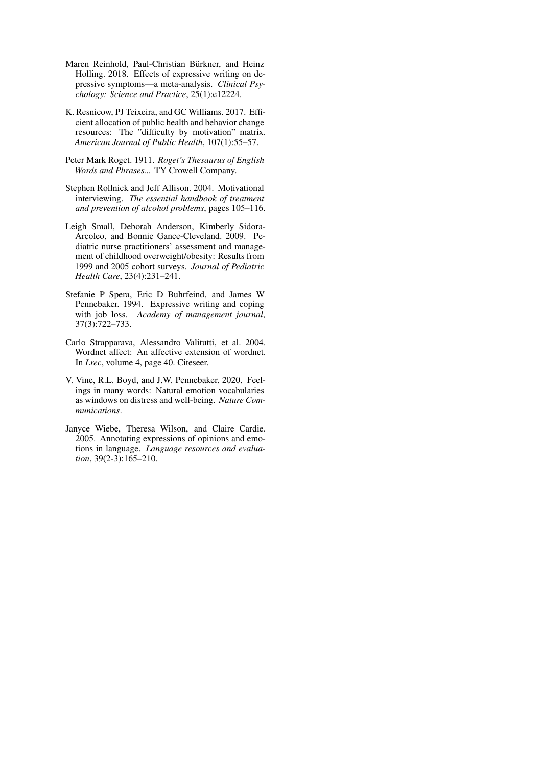Maren Reinhold, Paul-Christian Bürkner, and Heinz Holling. 2018. Effects of expressive writing on depressive symptoms—a meta-analysis. *Clinical Psychology: Science and Practice*, 25(1):e12224.

K. Resnicow, PJ Teixeira, and GC Williams. 2017. Efficient allocation of public health and behavior change resources: The "difficulty by motivation" matrix. *American Journal of Public Health*, 107(1):55–57.

Peter Mark Roget. 1911. *Roget's Thesaurus of English Words and Phrases...* TY Crowell Company.

Stephen Rollnick and Jeff Allison. 2004. Motivational interviewing. *The essential handbook of treatment and prevention of alcohol problems*, pages 105–116.

Leigh Small, Deborah Anderson, Kimberly Sidora-Arcoleo, and Bonnie Gance-Cleveland. 2009. Pediatric nurse practitioners' assessment and management of childhood overweight/obesity: Results from 1999 and 2005 cohort surveys. *Journal of Pediatric Health Care*, 23(4):231–241.

Stefanie P Spera, Eric D Buhrfeind, and James W Pennebaker. 1994. Expressive writing and coping with job loss. *Academy of management journal*, 37(3):722–733.

Carlo Strapparava, Alessandro Valitutti, et al. 2004. Wordnet affect: An affective extension of wordnet. In *Lrec*, volume 4, page 40. Citeseer.

V. Vine, R.L. Boyd, and J.W. Pennebaker. 2020. Feelings in many words: Natural emotion vocabularies as windows on distress and well-being. *Nature Communications*.

Janyce Wiebe, Theresa Wilson, and Claire Cardie. 2005. Annotating expressions of opinions and emotions in language. *Language resources and evaluation*, 39(2-3):165–210.